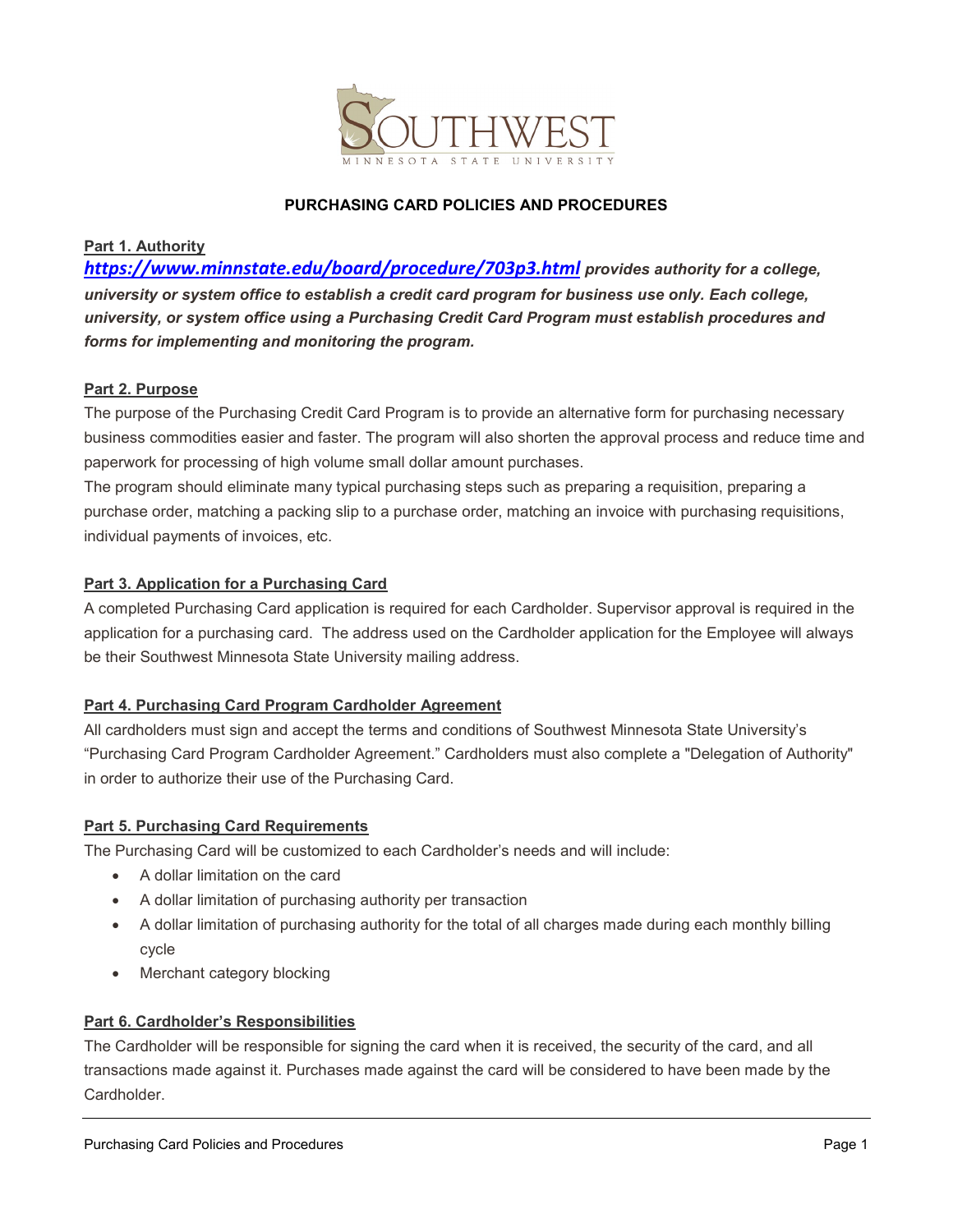SOUTHWEST MINNESOTA STATE UNIVERSITY

# PURCHASING CARD POLICIES AND PROCEDURES

## Part 1. Authority

***https://www.minnstate.edu/board/procedure/703p3.html provides authority for a college, university or system office to establish a credit card program for business use only. Each college, university, or system office using a Purchasing Credit Card Program must establish procedures and forms for implementing and monitoring the program.***

## Part 2. Purpose

The purpose of the Purchasing Credit Card Program is to provide an alternative form for purchasing necessary business commodities easier and faster. The program will also shorten the approval process and reduce time and paperwork for processing of high volume small dollar amount purchases.

The program should eliminate many typical purchasing steps such as preparing a requisition, preparing a purchase order, matching a packing slip to a purchase order, matching an invoice with purchasing requisitions, individual payments of invoices, etc.

## Part 3. Application for a Purchasing Card

A completed Purchasing Card application is required for each Cardholder. Supervisor approval is required in the application for a purchasing card. The address used on the Cardholder application for the Employee will always be their Southwest Minnesota State University mailing address.

## Part 4. Purchasing Card Program Cardholder Agreement

All cardholders must sign and accept the terms and conditions of Southwest Minnesota State University's "Purchasing Card Program Cardholder Agreement." Cardholders must also complete a "Delegation of Authority" in order to authorize their use of the Purchasing Card.

## Part 5. Purchasing Card Requirements

The Purchasing Card will be customized to each Cardholder's needs and will include:

- A dollar limitation on the card
- A dollar limitation of purchasing authority per transaction
- A dollar limitation of purchasing authority for the total of all charges made during each monthly billing cycle
- Merchant category blocking

## Part 6. Cardholder's Responsibilities

The Cardholder will be responsible for signing the card when it is received, the security of the card, and all transactions made against it. Purchases made against the card will be considered to have been made by the Cardholder.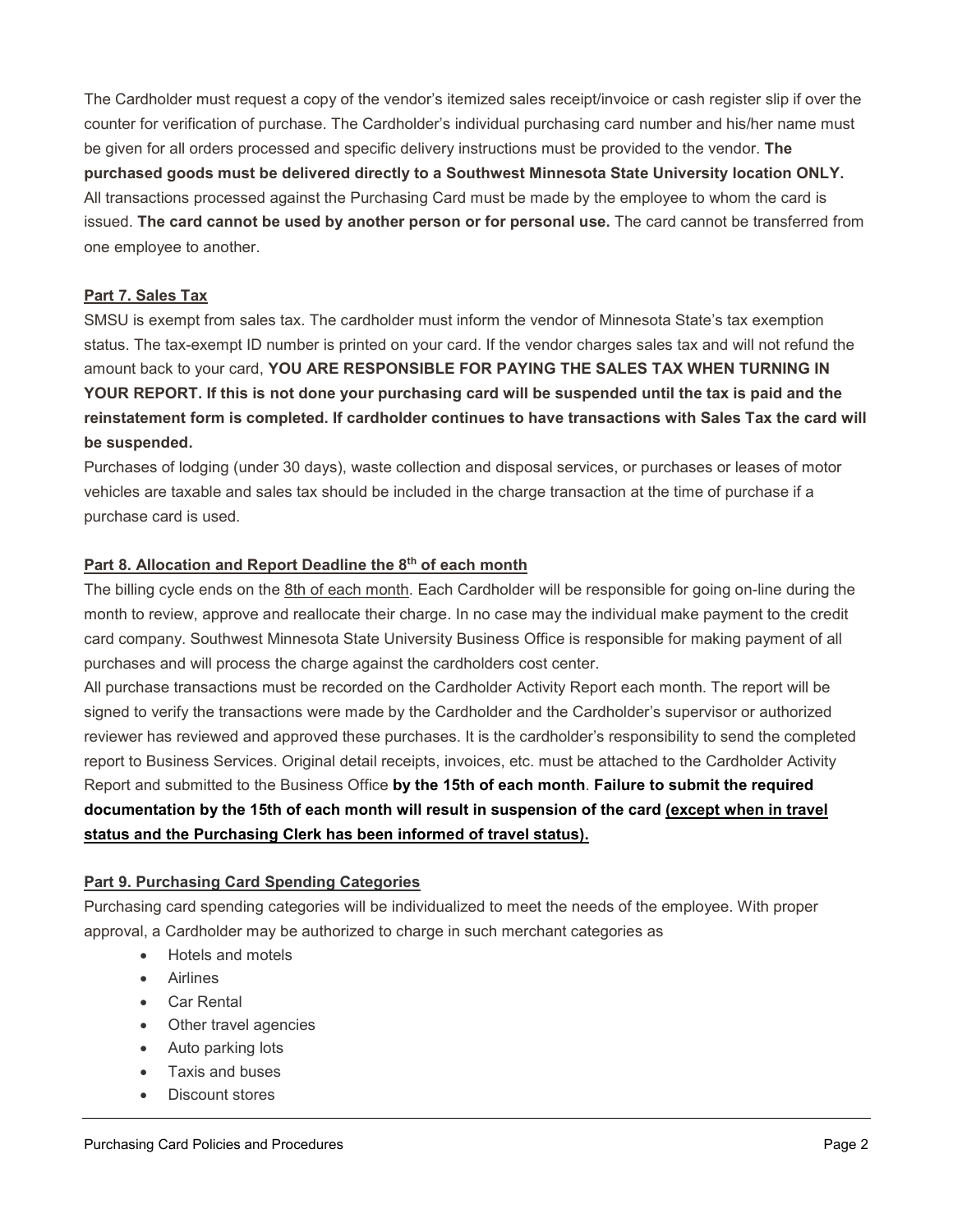The Cardholder must request a copy of the vendor's itemized sales receipt/invoice or cash register slip if over the counter for verification of purchase. The Cardholder's individual purchasing card number and his/her name must be given for all orders processed and specific delivery instructions must be provided to the vendor. **The purchased goods must be delivered directly to a Southwest Minnesota State University location ONLY.** All transactions processed against the Purchasing Card must be made by the employee to whom the card is issued. **The card cannot be used by another person or for personal use.** The card cannot be transferred from one employee to another.

## Part 7. Sales Tax

SMSU is exempt from sales tax. The cardholder must inform the vendor of Minnesota State's tax exemption status. The tax-exempt ID number is printed on your card. If the vendor charges sales tax and will not refund the amount back to your card, **YOU ARE RESPONSIBLE FOR PAYING THE SALES TAX WHEN TURNING IN YOUR REPORT. If this is not done your purchasing card will be suspended until the tax is paid and the reinstatement form is completed. If cardholder continues to have transactions with Sales Tax the card will be suspended.**

Purchases of lodging (under 30 days), waste collection and disposal services, or purchases or leases of motor vehicles are taxable and sales tax should be included in the charge transaction at the time of purchase if a purchase card is used.

## Part 8. Allocation and Report Deadline the 8th of each month

The billing cycle ends on the 8th of each month. Each Cardholder will be responsible for going on-line during the month to review, approve and reallocate their charge. In no case may the individual make payment to the credit card company. Southwest Minnesota State University Business Office is responsible for making payment of all purchases and will process the charge against the cardholders cost center.

All purchase transactions must be recorded on the Cardholder Activity Report each month. The report will be signed to verify the transactions were made by the Cardholder and the Cardholder's supervisor or authorized reviewer has reviewed and approved these purchases. It is the cardholder's responsibility to send the completed report to Business Services. Original detail receipts, invoices, etc. must be attached to the Cardholder Activity Report and submitted to the Business Office **by the 15th of each month**. **Failure to submit the required documentation by the 15th of each month will result in suspension of the card (except when in travel status and the Purchasing Clerk has been informed of travel status).**

## Part 9. Purchasing Card Spending Categories

Purchasing card spending categories will be individualized to meet the needs of the employee. With proper approval, a Cardholder may be authorized to charge in such merchant categories as

- Hotels and motels
- Airlines
- Car Rental
- Other travel agencies
- Auto parking lots
- Taxis and buses
- Discount stores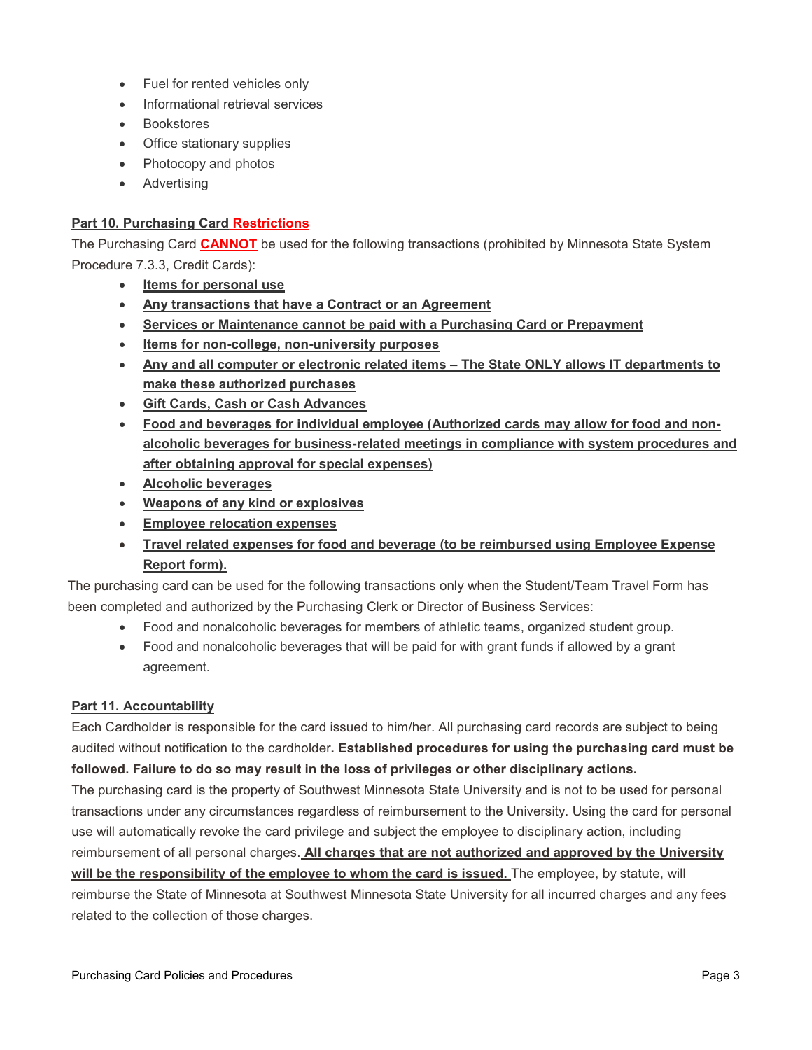- Fuel for rented vehicles only
- Informational retrieval services
- Bookstores
- Office stationary supplies
- Photocopy and photos
- Advertising

### Part 10. Purchasing Card Restrictions

The Purchasing Card **CANNOT** be used for the following transactions (prohibited by Minnesota State System Procedure 7.3.3, Credit Cards):

- **Items for personal use**
- **Any transactions that have a Contract or an Agreement**
- **Services or Maintenance cannot be paid with a Purchasing Card or Prepayment**
- **Items for non-college, non-university purposes**
- **Any and all computer or electronic related items – The State ONLY allows IT departments to make these authorized purchases**
- **Gift Cards, Cash or Cash Advances**
- **Food and beverages for individual employee (Authorized cards may allow for food and non-alcoholic beverages for business-related meetings in compliance with system procedures and after obtaining approval for special expenses)**
- **Alcoholic beverages**
- **Weapons of any kind or explosives**
- **Employee relocation expenses**
- **Travel related expenses for food and beverage (to be reimbursed using Employee Expense Report form).**

The purchasing card can be used for the following transactions only when the Student/Team Travel Form has been completed and authorized by the Purchasing Clerk or Director of Business Services:

- Food and nonalcoholic beverages for members of athletic teams, organized student group.
- Food and nonalcoholic beverages that will be paid for with grant funds if allowed by a grant agreement.

### Part 11. Accountability

Each Cardholder is responsible for the card issued to him/her. All purchasing card records are subject to being audited without notification to the cardholder**. Established procedures for using the purchasing card must be followed. Failure to do so may result in the loss of privileges or other disciplinary actions.**

The purchasing card is the property of Southwest Minnesota State University and is not to be used for personal transactions under any circumstances regardless of reimbursement to the University. Using the card for personal use will automatically revoke the card privilege and subject the employee to disciplinary action, including reimbursement of all personal charges. **All charges that are not authorized and approved by the University will be the responsibility of the employee to whom the card is issued.** The employee, by statute, will reimburse the State of Minnesota at Southwest Minnesota State University for all incurred charges and any fees related to the collection of those charges.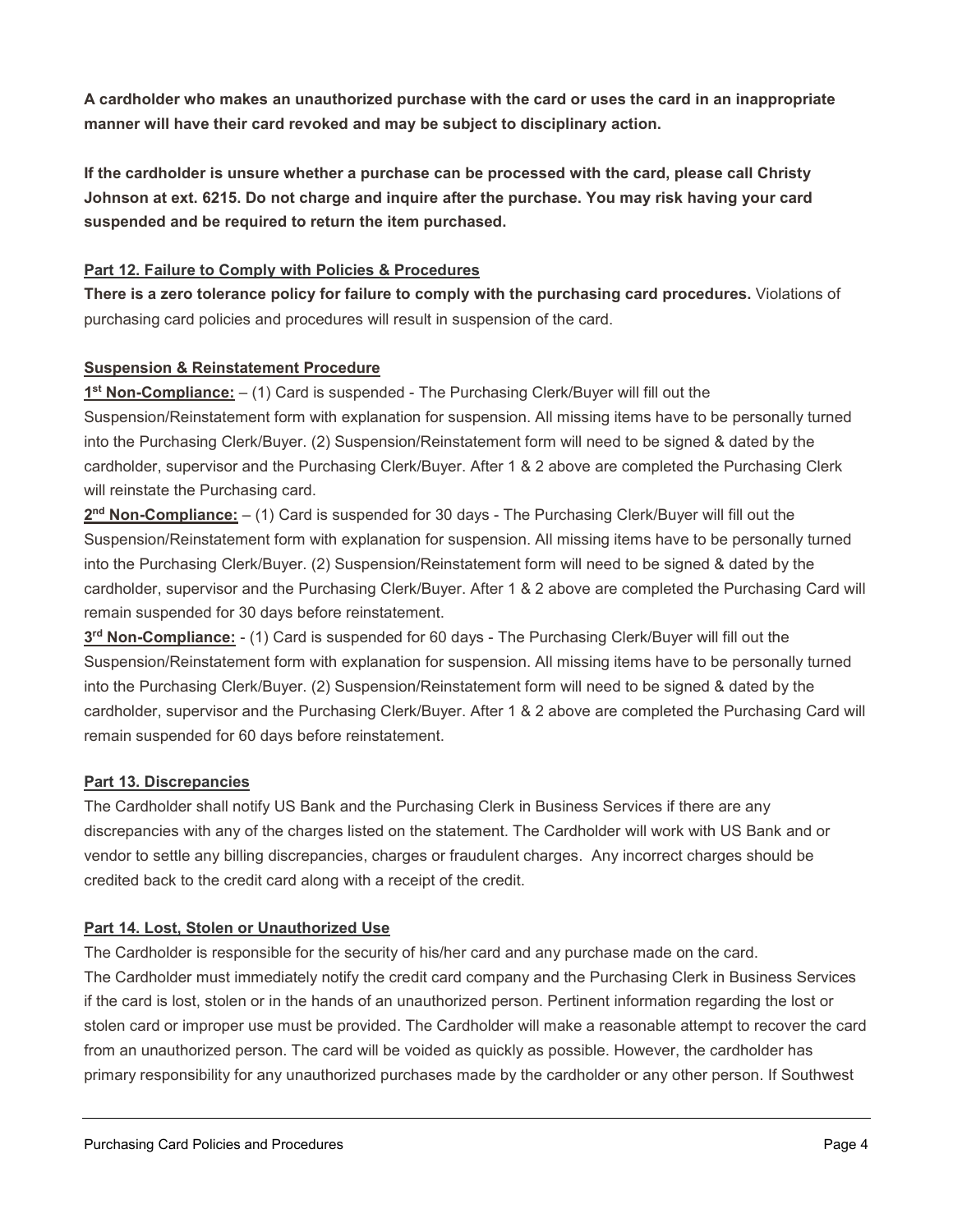**A cardholder who makes an unauthorized purchase with the card or uses the card in an inappropriate manner will have their card revoked and may be subject to disciplinary action.**

**If the cardholder is unsure whether a purchase can be processed with the card, please call Christy Johnson at ext. 6215. Do not charge and inquire after the purchase. You may risk having your card suspended and be required to return the item purchased.**

## Part 12. Failure to Comply with Policies & Procedures

**There is a zero tolerance policy for failure to comply with the purchasing card procedures.** Violations of purchasing card policies and procedures will result in suspension of the card.

### Suspension & Reinstatement Procedure

**1st Non-Compliance:** – (1) Card is suspended - The Purchasing Clerk/Buyer will fill out the Suspension/Reinstatement form with explanation for suspension. All missing items have to be personally turned into the Purchasing Clerk/Buyer. (2) Suspension/Reinstatement form will need to be signed & dated by the cardholder, supervisor and the Purchasing Clerk/Buyer. After 1 & 2 above are completed the Purchasing Clerk will reinstate the Purchasing card.

**2nd Non-Compliance:** – (1) Card is suspended for 30 days - The Purchasing Clerk/Buyer will fill out the Suspension/Reinstatement form with explanation for suspension. All missing items have to be personally turned into the Purchasing Clerk/Buyer. (2) Suspension/Reinstatement form will need to be signed & dated by the cardholder, supervisor and the Purchasing Clerk/Buyer. After 1 & 2 above are completed the Purchasing Card will remain suspended for 30 days before reinstatement.

**3rd Non-Compliance:** - (1) Card is suspended for 60 days - The Purchasing Clerk/Buyer will fill out the Suspension/Reinstatement form with explanation for suspension. All missing items have to be personally turned into the Purchasing Clerk/Buyer. (2) Suspension/Reinstatement form will need to be signed & dated by the cardholder, supervisor and the Purchasing Clerk/Buyer. After 1 & 2 above are completed the Purchasing Card will remain suspended for 60 days before reinstatement.

## Part 13. Discrepancies

The Cardholder shall notify US Bank and the Purchasing Clerk in Business Services if there are any discrepancies with any of the charges listed on the statement. The Cardholder will work with US Bank and or vendor to settle any billing discrepancies, charges or fraudulent charges. Any incorrect charges should be credited back to the credit card along with a receipt of the credit.

## Part 14. Lost, Stolen or Unauthorized Use

The Cardholder is responsible for the security of his/her card and any purchase made on the card. The Cardholder must immediately notify the credit card company and the Purchasing Clerk in Business Services if the card is lost, stolen or in the hands of an unauthorized person. Pertinent information regarding the lost or stolen card or improper use must be provided. The Cardholder will make a reasonable attempt to recover the card from an unauthorized person. The card will be voided as quickly as possible. However, the cardholder has primary responsibility for any unauthorized purchases made by the cardholder or any other person. If Southwest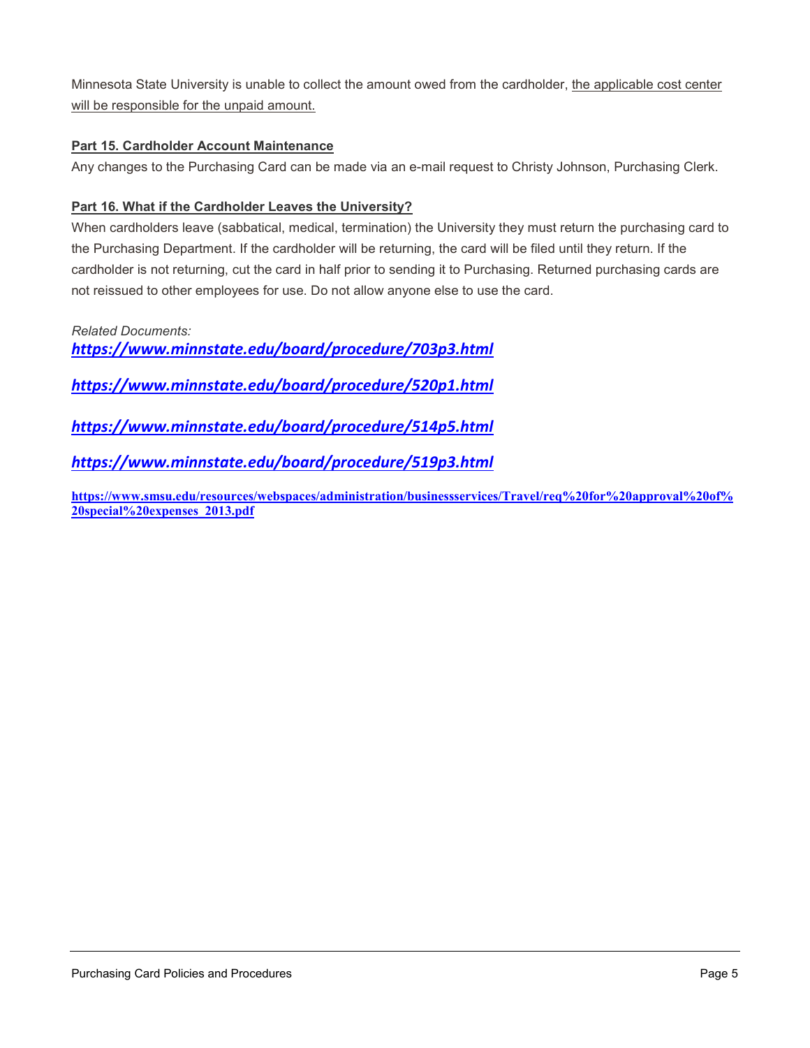Minnesota State University is unable to collect the amount owed from the cardholder, the applicable cost center will be responsible for the unpaid amount.

**Part 15. Cardholder Account Maintenance**

Any changes to the Purchasing Card can be made via an e-mail request to Christy Johnson, Purchasing Clerk.

**Part 16. What if the Cardholder Leaves the University?**

When cardholders leave (sabbatical, medical, termination) the University they must return the purchasing card to the Purchasing Department. If the cardholder will be returning, the card will be filed until they return. If the cardholder is not returning, cut the card in half prior to sending it to Purchasing. Returned purchasing cards are not reissued to other employees for use. Do not allow anyone else to use the card.

*Related Documents:*

***https://www.minnstate.edu/board/procedure/703p3.html***

***https://www.minnstate.edu/board/procedure/520p1.html***

***https://www.minnstate.edu/board/procedure/514p5.html***

***https://www.minnstate.edu/board/procedure/519p3.html***

**https://www.smsu.edu/resources/webspaces/administration/businessservices/Travel/req%20for%20approval%20of%20special%20expenses_2013.pdf**